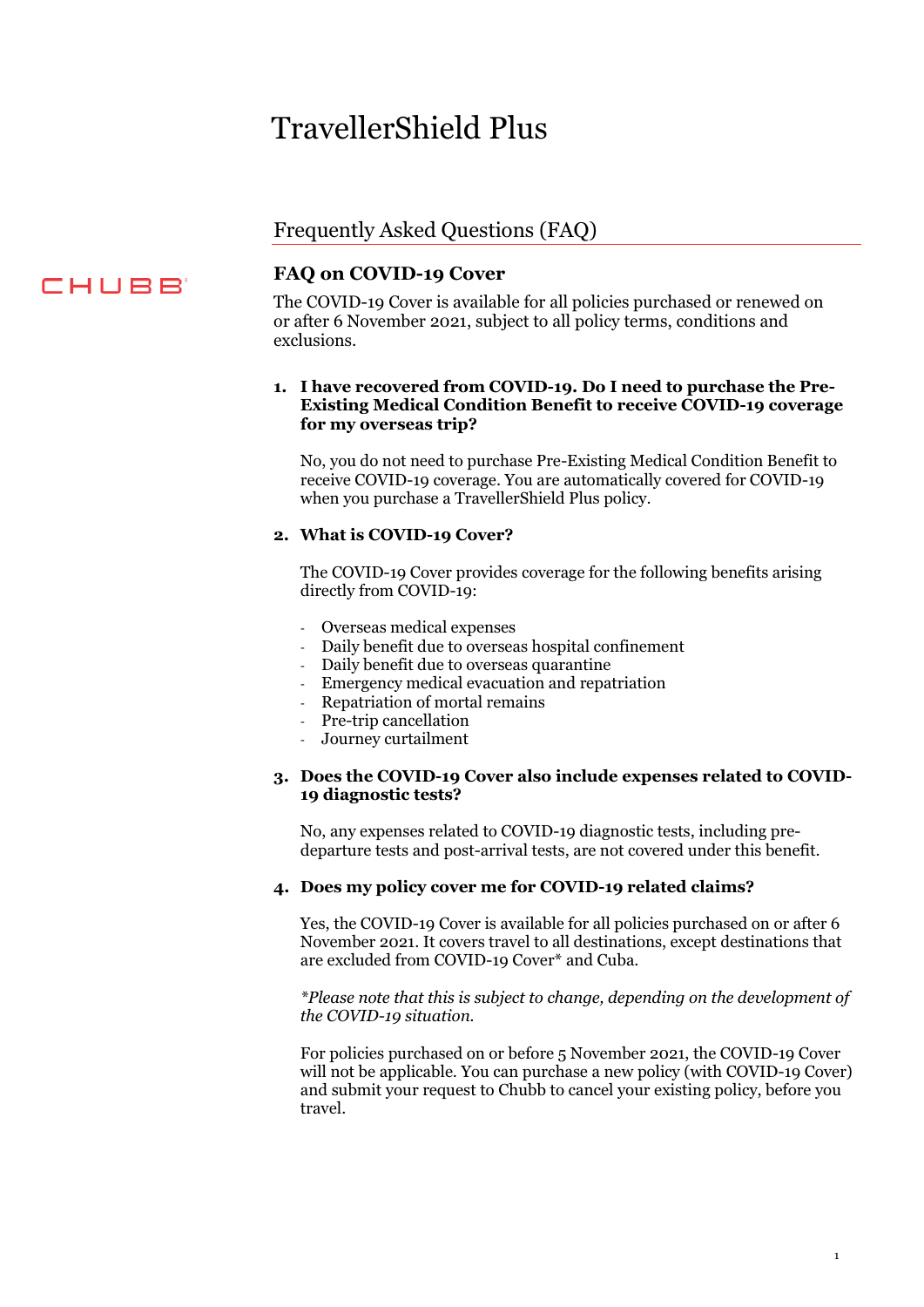# TravellerShield Plus

## Frequently Asked Questions (FAQ)

CHUBB

### FAQ on COVID-19 Cover

The COVID-19 Cover is available for all policies purchased or renewed on or after 6 November 2021, subject to all policy terms, conditions and exclusions.

1. **I have recovered from COVID-19. Do I need to purchase the Pre-Existing Medical Condition Benefit to receive COVID-19 coverage for my overseas trip?**

   No, you do not need to purchase Pre-Existing Medical Condition Benefit to receive COVID-19 coverage. You are automatically covered for COVID-19 when you purchase a TravellerShield Plus policy.

2. **What is COVID-19 Cover?**

   The COVID-19 Cover provides coverage for the following benefits arising directly from COVID-19:

   - Overseas medical expenses
   - Daily benefit due to overseas hospital confinement
   - Daily benefit due to overseas quarantine
   - Emergency medical evacuation and repatriation
   - Repatriation of mortal remains
   - Pre-trip cancellation
   - Journey curtailment

3. **Does the COVID-19 Cover also include expenses related to COVID-19 diagnostic tests?**

   No, any expenses related to COVID-19 diagnostic tests, including pre-departure tests and post-arrival tests, are not covered under this benefit.

4. **Does my policy cover me for COVID-19 related claims?**

   Yes, the COVID-19 Cover is available for all policies purchased on or after 6 November 2021. It covers travel to all destinations, except destinations that are excluded from COVID-19 Cover* and Cuba.

   *\*Please note that this is subject to change, depending on the development of the COVID-19 situation.*

   For policies purchased on or before 5 November 2021, the COVID-19 Cover will not be applicable. You can purchase a new policy (with COVID-19 Cover) and submit your request to Chubb to cancel your existing policy, before you travel.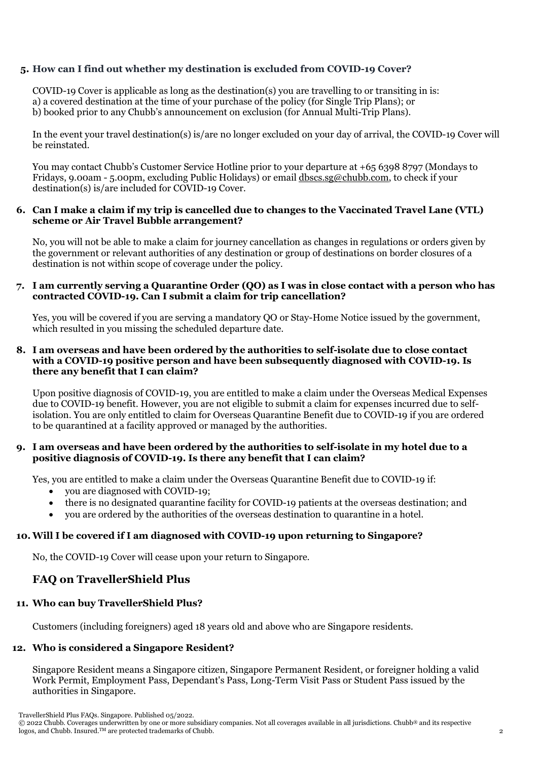**5. How can I find out whether my destination is excluded from COVID-19 Cover?**

COVID-19 Cover is applicable as long as the destination(s) you are travelling to or transiting in is:
a) a covered destination at the time of your purchase of the policy (for Single Trip Plans); or
b) booked prior to any Chubb's announcement on exclusion (for Annual Multi-Trip Plans).

In the event your travel destination(s) is/are no longer excluded on your day of arrival, the COVID-19 Cover will be reinstated.

You may contact Chubb's Customer Service Hotline prior to your departure at +65 6398 8797 (Mondays to Fridays, 9.00am - 5.00pm, excluding Public Holidays) or email dbscs.sg@chubb.com, to check if your destination(s) is/are included for COVID-19 Cover.

**6. Can I make a claim if my trip is cancelled due to changes to the Vaccinated Travel Lane (VTL) scheme or Air Travel Bubble arrangement?**

No, you will not be able to make a claim for journey cancellation as changes in regulations or orders given by the government or relevant authorities of any destination or group of destinations on border closures of a destination is not within scope of coverage under the policy.

**7. I am currently serving a Quarantine Order (QO) as I was in close contact with a person who has contracted COVID-19. Can I submit a claim for trip cancellation?**

Yes, you will be covered if you are serving a mandatory QO or Stay-Home Notice issued by the government, which resulted in you missing the scheduled departure date.

**8. I am overseas and have been ordered by the authorities to self-isolate due to close contact with a COVID-19 positive person and have been subsequently diagnosed with COVID-19. Is there any benefit that I can claim?**

Upon positive diagnosis of COVID-19, you are entitled to make a claim under the Overseas Medical Expenses due to COVID-19 benefit. However, you are not eligible to submit a claim for expenses incurred due to self-isolation. You are only entitled to claim for Overseas Quarantine Benefit due to COVID-19 if you are ordered to be quarantined at a facility approved or managed by the authorities.

**9. I am overseas and have been ordered by the authorities to self-isolate in my hotel due to a positive diagnosis of COVID-19. Is there any benefit that I can claim?**

Yes, you are entitled to make a claim under the Overseas Quarantine Benefit due to COVID-19 if:

- you are diagnosed with COVID-19;
- there is no designated quarantine facility for COVID-19 patients at the overseas destination; and
- you are ordered by the authorities of the overseas destination to quarantine in a hotel.

**10. Will I be covered if I am diagnosed with COVID-19 upon returning to Singapore?**

No, the COVID-19 Cover will cease upon your return to Singapore.

## FAQ on TravellerShield Plus

**11. Who can buy TravellerShield Plus?**

Customers (including foreigners) aged 18 years old and above who are Singapore residents.

**12. Who is considered a Singapore Resident?**

Singapore Resident means a Singapore citizen, Singapore Permanent Resident, or foreigner holding a valid Work Permit, Employment Pass, Dependant's Pass, Long-Term Visit Pass or Student Pass issued by the authorities in Singapore.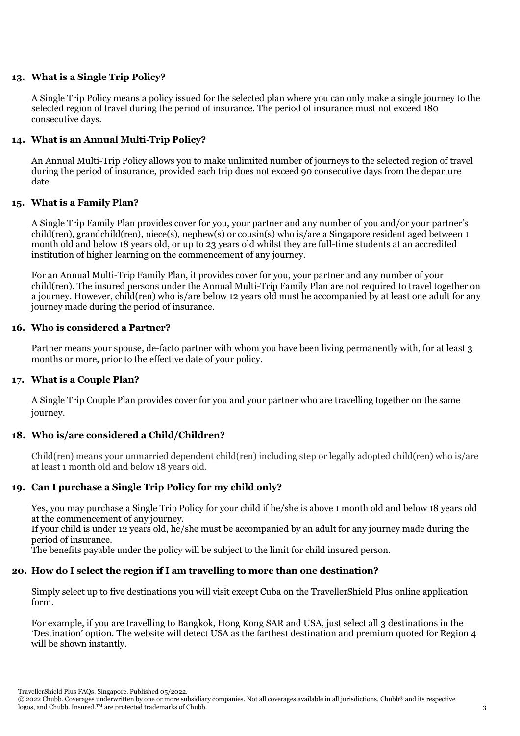### 13. What is a Single Trip Policy?

A Single Trip Policy means a policy issued for the selected plan where you can only make a single journey to the selected region of travel during the period of insurance. The period of insurance must not exceed 180 consecutive days.

### 14. What is an Annual Multi-Trip Policy?

An Annual Multi-Trip Policy allows you to make unlimited number of journeys to the selected region of travel during the period of insurance, provided each trip does not exceed 90 consecutive days from the departure date.

### 15. What is a Family Plan?

A Single Trip Family Plan provides cover for you, your partner and any number of you and/or your partner's child(ren), grandchild(ren), niece(s), nephew(s) or cousin(s) who is/are a Singapore resident aged between 1 month old and below 18 years old, or up to 23 years old whilst they are full-time students at an accredited institution of higher learning on the commencement of any journey.

For an Annual Multi-Trip Family Plan, it provides cover for you, your partner and any number of your child(ren). The insured persons under the Annual Multi-Trip Family Plan are not required to travel together on a journey. However, child(ren) who is/are below 12 years old must be accompanied by at least one adult for any journey made during the period of insurance.

### 16. Who is considered a Partner?

Partner means your spouse, de-facto partner with whom you have been living permanently with, for at least 3 months or more, prior to the effective date of your policy.

### 17. What is a Couple Plan?

A Single Trip Couple Plan provides cover for you and your partner who are travelling together on the same journey.

### 18. Who is/are considered a Child/Children?

Child(ren) means your unmarried dependent child(ren) including step or legally adopted child(ren) who is/are at least 1 month old and below 18 years old.

### 19. Can I purchase a Single Trip Policy for my child only?

Yes, you may purchase a Single Trip Policy for your child if he/she is above 1 month old and below 18 years old at the commencement of any journey.
If your child is under 12 years old, he/she must be accompanied by an adult for any journey made during the period of insurance.
The benefits payable under the policy will be subject to the limit for child insured person.

### 20. How do I select the region if I am travelling to more than one destination?

Simply select up to five destinations you will visit except Cuba on the TravellerShield Plus online application form.

For example, if you are travelling to Bangkok, Hong Kong SAR and USA, just select all 3 destinations in the 'Destination' option. The website will detect USA as the farthest destination and premium quoted for Region 4 will be shown instantly.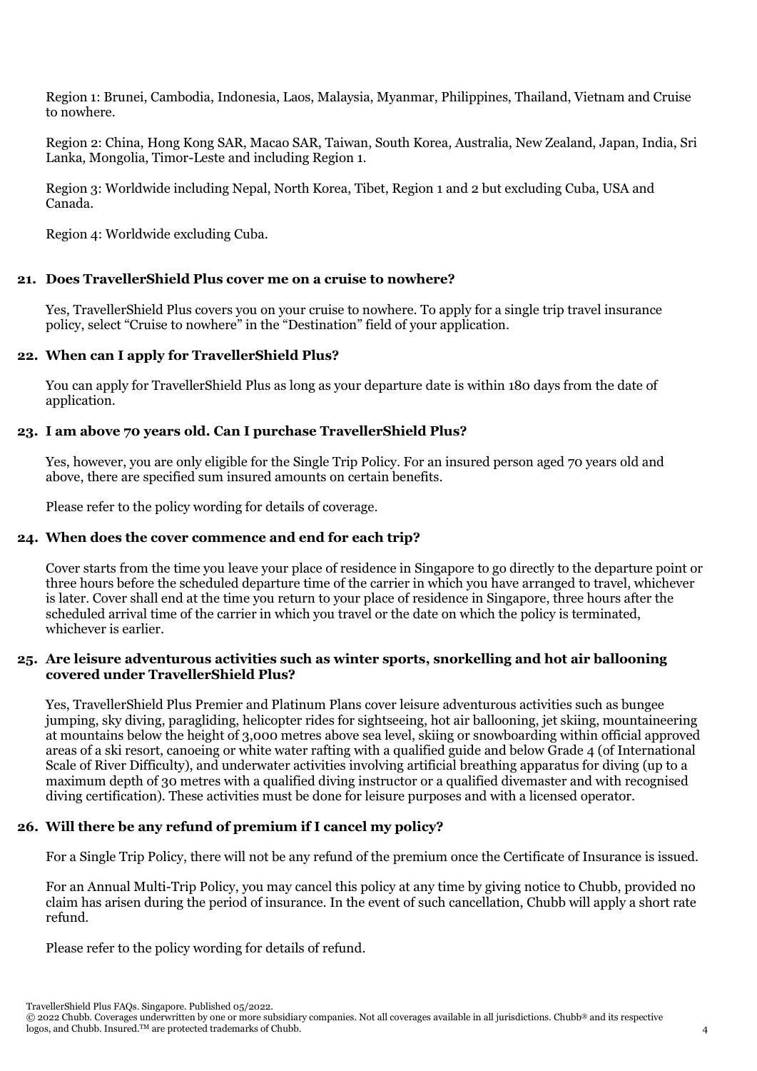Region 1: Brunei, Cambodia, Indonesia, Laos, Malaysia, Myanmar, Philippines, Thailand, Vietnam and Cruise to nowhere.

Region 2: China, Hong Kong SAR, Macao SAR, Taiwan, South Korea, Australia, New Zealand, Japan, India, Sri Lanka, Mongolia, Timor-Leste and including Region 1.

Region 3: Worldwide including Nepal, North Korea, Tibet, Region 1 and 2 but excluding Cuba, USA and Canada.

Region 4: Worldwide excluding Cuba.

**21. Does TravellerShield Plus cover me on a cruise to nowhere?**

Yes, TravellerShield Plus covers you on your cruise to nowhere. To apply for a single trip travel insurance policy, select "Cruise to nowhere" in the "Destination" field of your application.

**22. When can I apply for TravellerShield Plus?**

You can apply for TravellerShield Plus as long as your departure date is within 180 days from the date of application.

**23. I am above 70 years old. Can I purchase TravellerShield Plus?**

Yes, however, you are only eligible for the Single Trip Policy. For an insured person aged 70 years old and above, there are specified sum insured amounts on certain benefits.

Please refer to the policy wording for details of coverage.

**24. When does the cover commence and end for each trip?**

Cover starts from the time you leave your place of residence in Singapore to go directly to the departure point or three hours before the scheduled departure time of the carrier in which you have arranged to travel, whichever is later. Cover shall end at the time you return to your place of residence in Singapore, three hours after the scheduled arrival time of the carrier in which you travel or the date on which the policy is terminated, whichever is earlier.

**25. Are leisure adventurous activities such as winter sports, snorkelling and hot air ballooning covered under TravellerShield Plus?**

Yes, TravellerShield Plus Premier and Platinum Plans cover leisure adventurous activities such as bungee jumping, sky diving, paragliding, helicopter rides for sightseeing, hot air ballooning, jet skiing, mountaineering at mountains below the height of 3,000 metres above sea level, skiing or snowboarding within official approved areas of a ski resort, canoeing or white water rafting with a qualified guide and below Grade 4 (of International Scale of River Difficulty), and underwater activities involving artificial breathing apparatus for diving (up to a maximum depth of 30 metres with a qualified diving instructor or a qualified divemaster and with recognised diving certification). These activities must be done for leisure purposes and with a licensed operator.

**26. Will there be any refund of premium if I cancel my policy?**

For a Single Trip Policy, there will not be any refund of the premium once the Certificate of Insurance is issued.

For an Annual Multi-Trip Policy, you may cancel this policy at any time by giving notice to Chubb, provided no claim has arisen during the period of insurance. In the event of such cancellation, Chubb will apply a short rate refund.

Please refer to the policy wording for details of refund.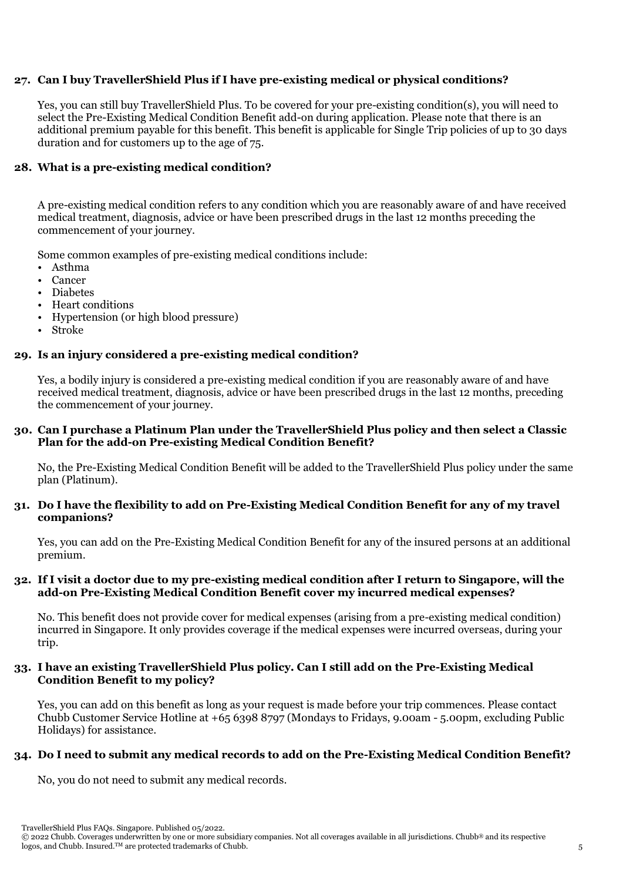**27. Can I buy TravellerShield Plus if I have pre-existing medical or physical conditions?**

Yes, you can still buy TravellerShield Plus. To be covered for your pre-existing condition(s), you will need to select the Pre-Existing Medical Condition Benefit add-on during application. Please note that there is an additional premium payable for this benefit. This benefit is applicable for Single Trip policies of up to 30 days duration and for customers up to the age of 75.

**28. What is a pre-existing medical condition?**

A pre-existing medical condition refers to any condition which you are reasonably aware of and have received medical treatment, diagnosis, advice or have been prescribed drugs in the last 12 months preceding the commencement of your journey.

Some common examples of pre-existing medical conditions include:

- Asthma
- Cancer
- Diabetes
- Heart conditions
- Hypertension (or high blood pressure)
- Stroke

**29. Is an injury considered a pre-existing medical condition?**

Yes, a bodily injury is considered a pre-existing medical condition if you are reasonably aware of and have received medical treatment, diagnosis, advice or have been prescribed drugs in the last 12 months, preceding the commencement of your journey.

**30. Can I purchase a Platinum Plan under the TravellerShield Plus policy and then select a Classic Plan for the add-on Pre-existing Medical Condition Benefit?**

No, the Pre-Existing Medical Condition Benefit will be added to the TravellerShield Plus policy under the same plan (Platinum).

**31. Do I have the flexibility to add on Pre-Existing Medical Condition Benefit for any of my travel companions?**

Yes, you can add on the Pre-Existing Medical Condition Benefit for any of the insured persons at an additional premium.

**32. If I visit a doctor due to my pre-existing medical condition after I return to Singapore, will the add-on Pre-Existing Medical Condition Benefit cover my incurred medical expenses?**

No. This benefit does not provide cover for medical expenses (arising from a pre-existing medical condition) incurred in Singapore. It only provides coverage if the medical expenses were incurred overseas, during your trip.

**33. I have an existing TravellerShield Plus policy. Can I still add on the Pre-Existing Medical Condition Benefit to my policy?**

Yes, you can add on this benefit as long as your request is made before your trip commences. Please contact Chubb Customer Service Hotline at +65 6398 8797 (Mondays to Fridays, 9.00am - 5.00pm, excluding Public Holidays) for assistance.

**34. Do I need to submit any medical records to add on the Pre-Existing Medical Condition Benefit?**

No, you do not need to submit any medical records.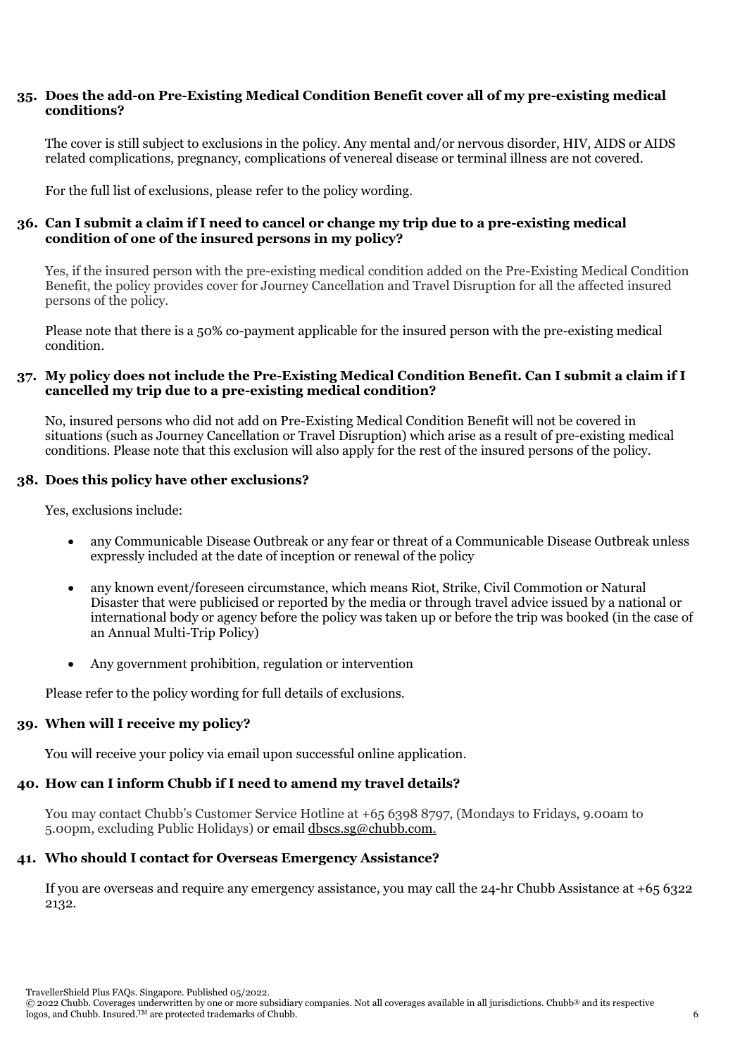**35. Does the add-on Pre-Existing Medical Condition Benefit cover all of my pre-existing medical conditions?**

The cover is still subject to exclusions in the policy. Any mental and/or nervous disorder, HIV, AIDS or AIDS related complications, pregnancy, complications of venereal disease or terminal illness are not covered.

For the full list of exclusions, please refer to the policy wording.

**36. Can I submit a claim if I need to cancel or change my trip due to a pre-existing medical condition of one of the insured persons in my policy?**

Yes, if the insured person with the pre-existing medical condition added on the Pre-Existing Medical Condition Benefit, the policy provides cover for Journey Cancellation and Travel Disruption for all the affected insured persons of the policy.

Please note that there is a 50% co-payment applicable for the insured person with the pre-existing medical condition.

**37. My policy does not include the Pre-Existing Medical Condition Benefit. Can I submit a claim if I cancelled my trip due to a pre-existing medical condition?**

No, insured persons who did not add on Pre-Existing Medical Condition Benefit will not be covered in situations (such as Journey Cancellation or Travel Disruption) which arise as a result of pre-existing medical conditions. Please note that this exclusion will also apply for the rest of the insured persons of the policy.

**38. Does this policy have other exclusions?**

Yes, exclusions include:

- any Communicable Disease Outbreak or any fear or threat of a Communicable Disease Outbreak unless expressly included at the date of inception or renewal of the policy
- any known event/foreseen circumstance, which means Riot, Strike, Civil Commotion or Natural Disaster that were publicised or reported by the media or through travel advice issued by a national or international body or agency before the policy was taken up or before the trip was booked (in the case of an Annual Multi-Trip Policy)
- Any government prohibition, regulation or intervention

Please refer to the policy wording for full details of exclusions.

**39. When will I receive my policy?**

You will receive your policy via email upon successful online application.

**40. How can I inform Chubb if I need to amend my travel details?**

You may contact Chubb's Customer Service Hotline at +65 6398 8797, (Mondays to Fridays, 9.00am to 5.00pm, excluding Public Holidays) or email dbscs.sg@chubb.com.

**41. Who should I contact for Overseas Emergency Assistance?**

If you are overseas and require any emergency assistance, you may call the 24-hr Chubb Assistance at +65 6322 2132.

TravellerShield Plus FAQs. Singapore. Published 05/2022.
© 2022 Chubb. Coverages underwritten by one or more subsidiary companies. Not all coverages available in all jurisdictions. Chubb® and its respective logos, and Chubb. Insured.™ are protected trademarks of Chubb.